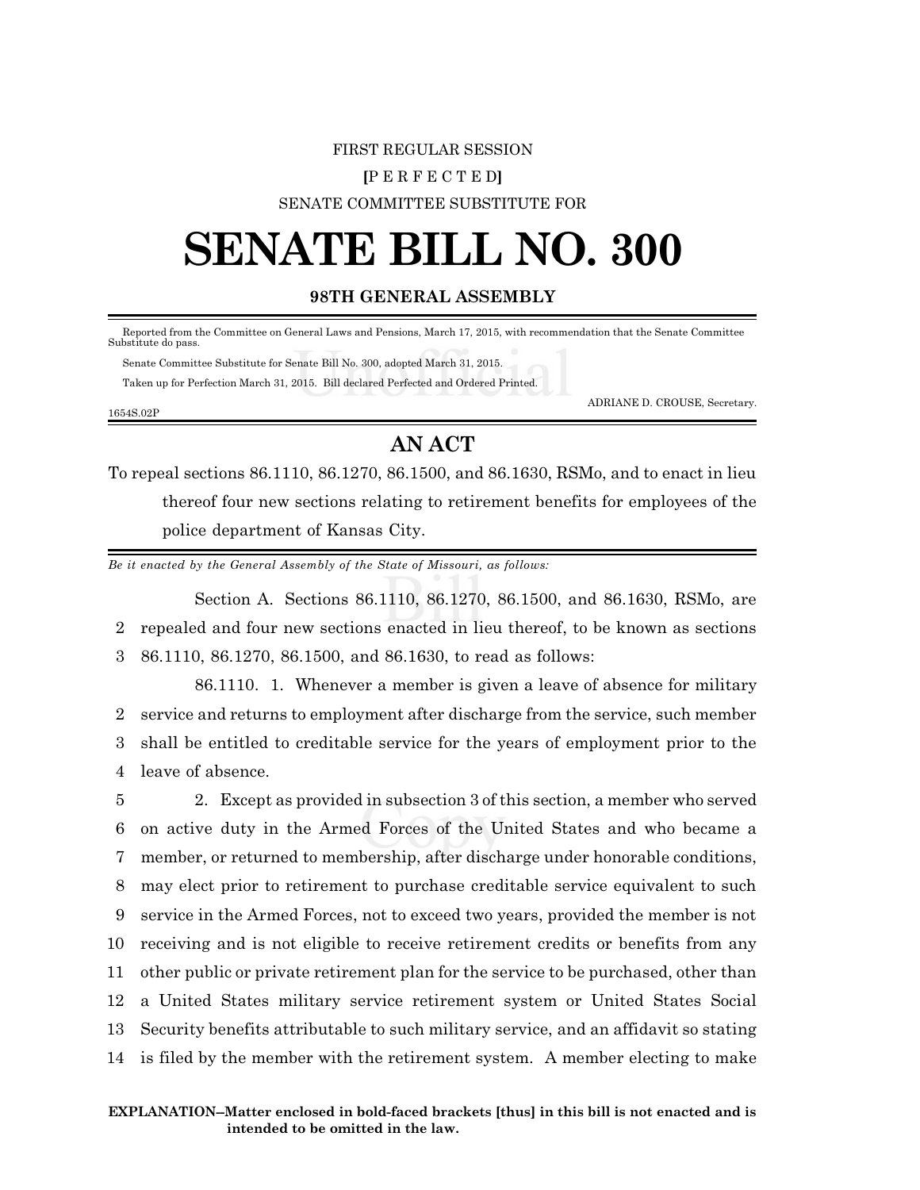FIRST REGULAR SESSION

[P E R F E C T E D]

SENATE COMMITTEE SUBSTITUTE FOR

# SENATE BILL NO. 300

**98TH GENERAL ASSEMBLY**

Reported from the Committee on General Laws and Pensions, March 17, 2015, with recommendation that the Senate Committee Substitute do pass.

Senate Committee Substitute for Senate Bill No. 300, adopted March 31, 2015.

Taken up for Perfection March 31, 2015. Bill declared Perfected and Ordered Printed.

ADRIANE D. CROUSE, Secretary.

1654S.02P

## AN ACT

To repeal sections 86.1110, 86.1270, 86.1500, and 86.1630, RSMo, and to enact in lieu thereof four new sections relating to retirement benefits for employees of the police department of Kansas City.

*Be it enacted by the General Assembly of the State of Missouri, as follows:*

Section A. Sections 86.1110, 86.1270, 86.1500, and 86.1630, RSMo, are repealed and four new sections enacted in lieu thereof, to be known as sections 86.1110, 86.1270, 86.1500, and 86.1630, to read as follows:

86.1110. 1. Whenever a member is given a leave of absence for military service and returns to employment after discharge from the service, such member shall be entitled to creditable service for the years of employment prior to the leave of absence.

2. Except as provided in subsection 3 of this section, a member who served on active duty in the Armed Forces of the United States and who became a member, or returned to membership, after discharge under honorable conditions, may elect prior to retirement to purchase creditable service equivalent to such service in the Armed Forces, not to exceed two years, provided the member is not receiving and is not eligible to receive retirement credits or benefits from any other public or private retirement plan for the service to be purchased, other than a United States military service retirement system or United States Social Security benefits attributable to such military service, and an affidavit so stating is filed by the member with the retirement system. A member electing to make

**EXPLANATION–Matter enclosed in bold-faced brackets [thus] in this bill is not enacted and is intended to be omitted in the law.**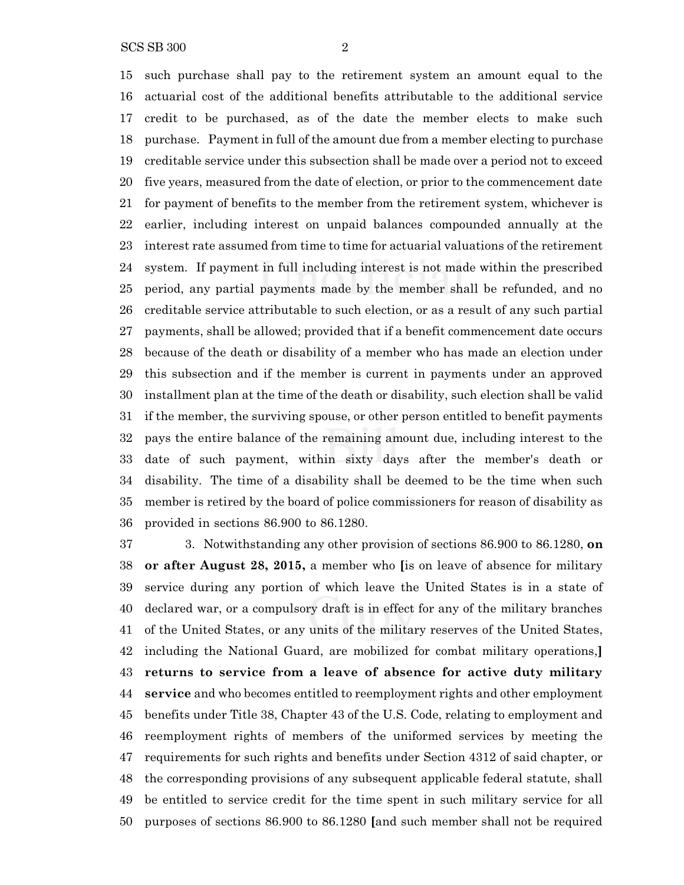such purchase shall pay to the retirement system an amount equal to the actuarial cost of the additional benefits attributable to the additional service credit to be purchased, as of the date the member elects to make such purchase. Payment in full of the amount due from a member electing to purchase creditable service under this subsection shall be made over a period not to exceed five years, measured from the date of election, or prior to the commencement date for payment of benefits to the member from the retirement system, whichever is earlier, including interest on unpaid balances compounded annually at the interest rate assumed from time to time for actuarial valuations of the retirement system. If payment in full including interest is not made within the prescribed period, any partial payments made by the member shall be refunded, and no creditable service attributable to such election, or as a result of any such partial payments, shall be allowed; provided that if a benefit commencement date occurs because of the death or disability of a member who has made an election under this subsection and if the member is current in payments under an approved installment plan at the time of the death or disability, such election shall be valid if the member, the surviving spouse, or other person entitled to benefit payments pays the entire balance of the remaining amount due, including interest to the date of such payment, within sixty days after the member's death or disability. The time of a disability shall be deemed to be the time when such member is retired by the board of police commissioners for reason of disability as provided in sections 86.900 to 86.1280.

3. Notwithstanding any other provision of sections 86.900 to 86.1280, **on or after August 28, 2015,** a member who **[**is on leave of absence for military service during any portion of which leave the United States is in a state of declared war, or a compulsory draft is in effect for any of the military branches of the United States, or any units of the military reserves of the United States, including the National Guard, are mobilized for combat military operations,**]** **returns to service from a leave of absence for active duty military service** and who becomes entitled to reemployment rights and other employment benefits under Title 38, Chapter 43 of the U.S. Code, relating to employment and reemployment rights of members of the uniformed services by meeting the requirements for such rights and benefits under Section 4312 of said chapter, or the corresponding provisions of any subsequent applicable federal statute, shall be entitled to service credit for the time spent in such military service for all purposes of sections 86.900 to 86.1280 **[**and such member shall not be required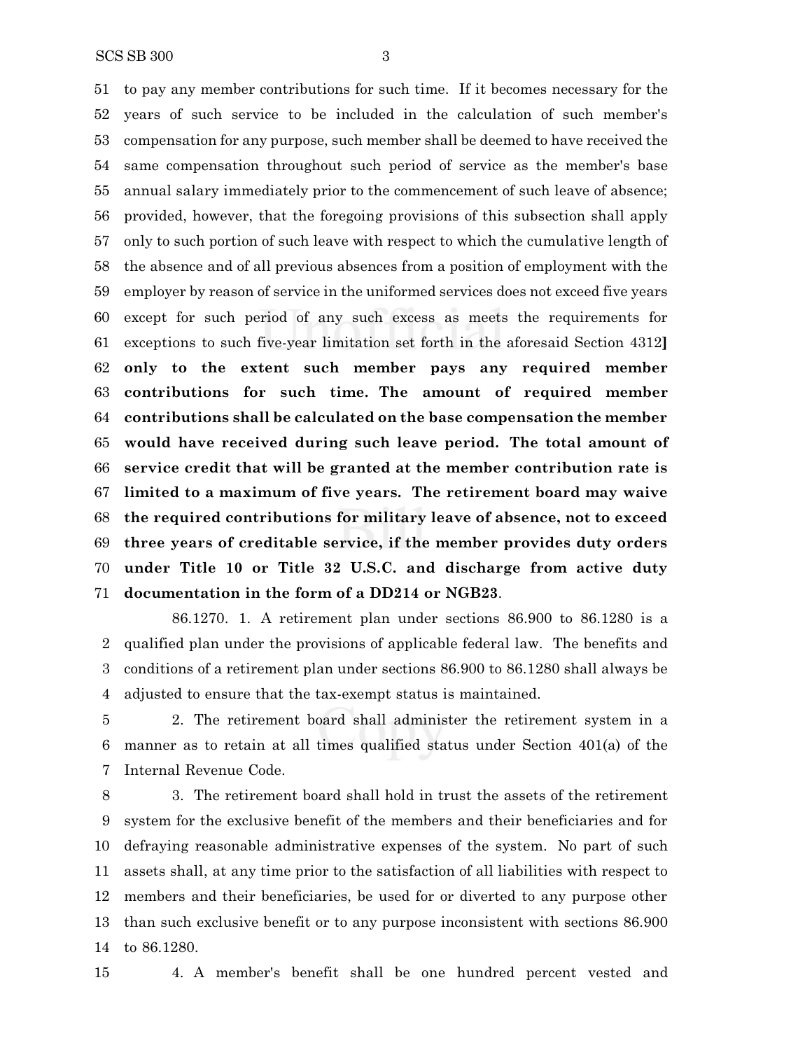to pay any member contributions for such time. If it becomes necessary for the years of such service to be included in the calculation of such member's compensation for any purpose, such member shall be deemed to have received the same compensation throughout such period of service as the member's base annual salary immediately prior to the commencement of such leave of absence; provided, however, that the foregoing provisions of this subsection shall apply only to such portion of such leave with respect to which the cumulative length of the absence and of all previous absences from a position of employment with the employer by reason of service in the uniformed services does not exceed five years except for such period of any such excess as meets the requirements for exceptions to such five-year limitation set forth in the aforesaid Section 4312] **only to the extent such member pays any required member contributions for such time. The amount of required member contributions shall be calculated on the base compensation the member would have received during such leave period. The total amount of service credit that will be granted at the member contribution rate is limited to a maximum of five years. The retirement board may waive the required contributions for military leave of absence, not to exceed three years of creditable service, if the member provides duty orders under Title 10 or Title 32 U.S.C. and discharge from active duty documentation in the form of a DD214 or NGB23**.

86.1270. 1. A retirement plan under sections 86.900 to 86.1280 is a qualified plan under the provisions of applicable federal law. The benefits and conditions of a retirement plan under sections 86.900 to 86.1280 shall always be adjusted to ensure that the tax-exempt status is maintained.

2. The retirement board shall administer the retirement system in a manner as to retain at all times qualified status under Section 401(a) of the Internal Revenue Code.

3. The retirement board shall hold in trust the assets of the retirement system for the exclusive benefit of the members and their beneficiaries and for defraying reasonable administrative expenses of the system. No part of such assets shall, at any time prior to the satisfaction of all liabilities with respect to members and their beneficiaries, be used for or diverted to any purpose other than such exclusive benefit or to any purpose inconsistent with sections 86.900 to 86.1280.

4. A member's benefit shall be one hundred percent vested and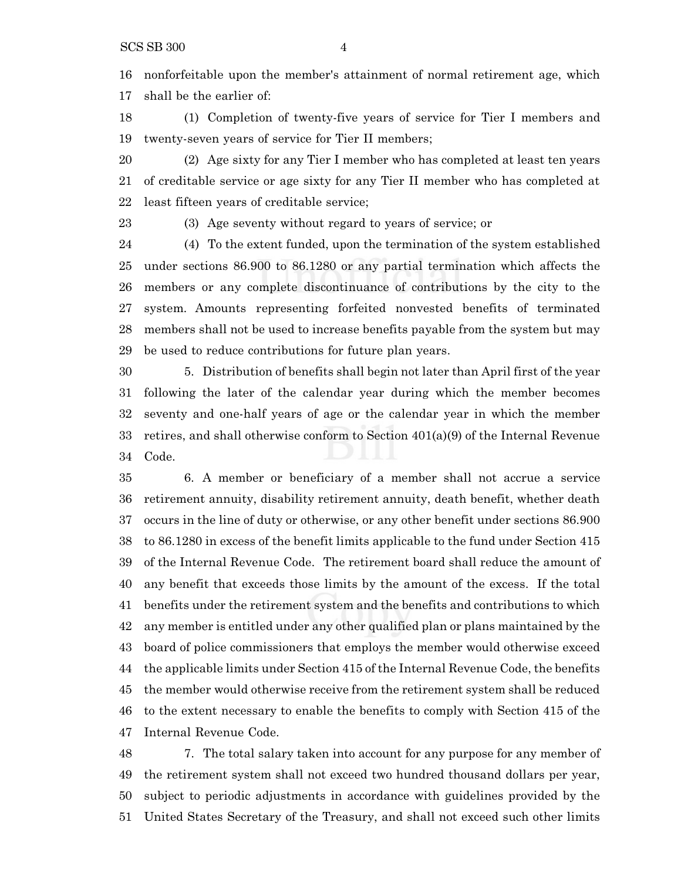nonforfeitable upon the member's attainment of normal retirement age, which shall be the earlier of:

(1) Completion of twenty-five years of service for Tier I members and twenty-seven years of service for Tier II members;

(2) Age sixty for any Tier I member who has completed at least ten years of creditable service or age sixty for any Tier II member who has completed at least fifteen years of creditable service;

(3) Age seventy without regard to years of service; or

(4) To the extent funded, upon the termination of the system established under sections 86.900 to 86.1280 or any partial termination which affects the members or any complete discontinuance of contributions by the city to the system. Amounts representing forfeited nonvested benefits of terminated members shall not be used to increase benefits payable from the system but may be used to reduce contributions for future plan years.

5. Distribution of benefits shall begin not later than April first of the year following the later of the calendar year during which the member becomes seventy and one-half years of age or the calendar year in which the member retires, and shall otherwise conform to Section 401(a)(9) of the Internal Revenue Code.

6. A member or beneficiary of a member shall not accrue a service retirement annuity, disability retirement annuity, death benefit, whether death occurs in the line of duty or otherwise, or any other benefit under sections 86.900 to 86.1280 in excess of the benefit limits applicable to the fund under Section 415 of the Internal Revenue Code. The retirement board shall reduce the amount of any benefit that exceeds those limits by the amount of the excess. If the total benefits under the retirement system and the benefits and contributions to which any member is entitled under any other qualified plan or plans maintained by the board of police commissioners that employs the member would otherwise exceed the applicable limits under Section 415 of the Internal Revenue Code, the benefits the member would otherwise receive from the retirement system shall be reduced to the extent necessary to enable the benefits to comply with Section 415 of the Internal Revenue Code.

7. The total salary taken into account for any purpose for any member of the retirement system shall not exceed two hundred thousand dollars per year, subject to periodic adjustments in accordance with guidelines provided by the United States Secretary of the Treasury, and shall not exceed such other limits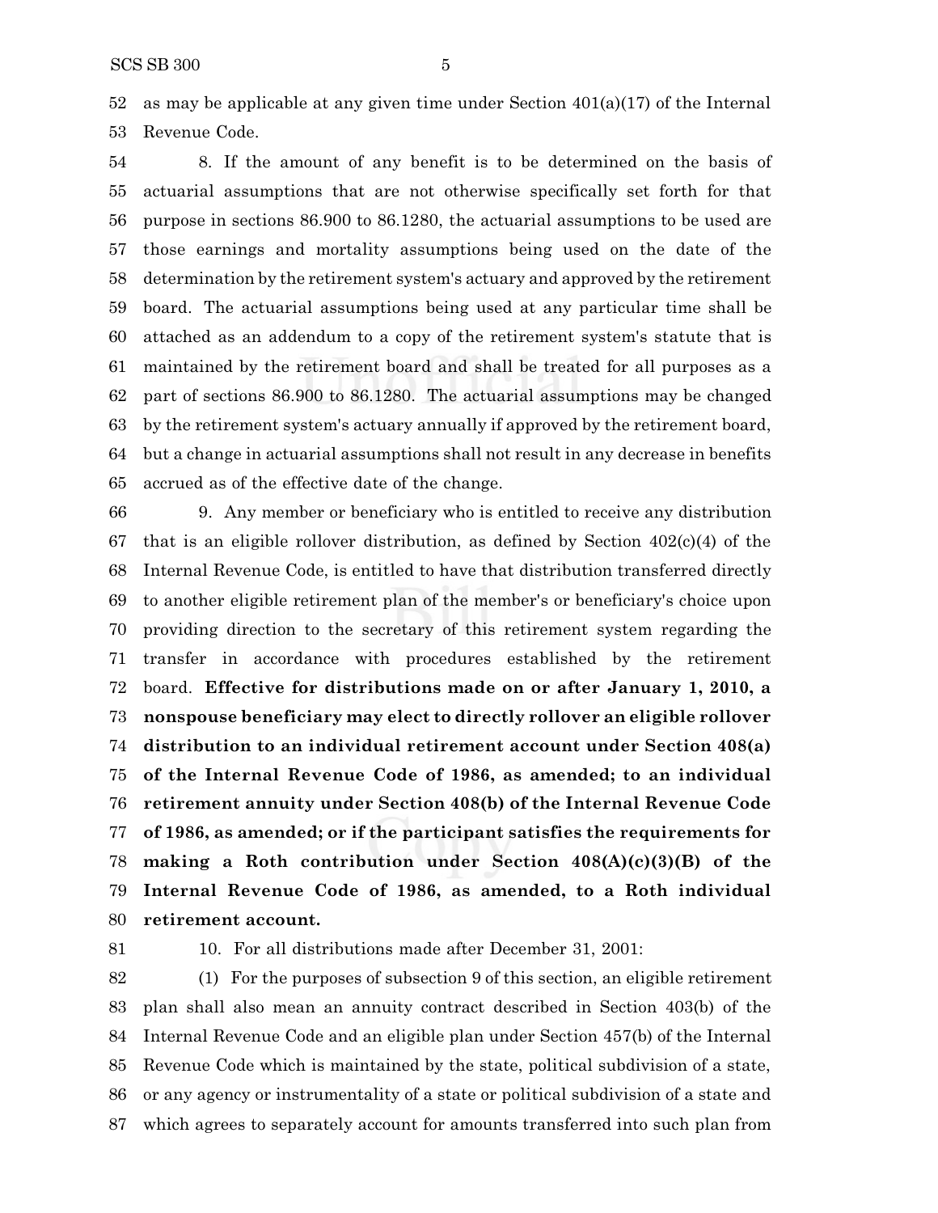as may be applicable at any given time under Section 401(a)(17) of the Internal Revenue Code.

8. If the amount of any benefit is to be determined on the basis of actuarial assumptions that are not otherwise specifically set forth for that purpose in sections 86.900 to 86.1280, the actuarial assumptions to be used are those earnings and mortality assumptions being used on the date of the determination by the retirement system's actuary and approved by the retirement board. The actuarial assumptions being used at any particular time shall be attached as an addendum to a copy of the retirement system's statute that is maintained by the retirement board and shall be treated for all purposes as a part of sections 86.900 to 86.1280. The actuarial assumptions may be changed by the retirement system's actuary annually if approved by the retirement board, but a change in actuarial assumptions shall not result in any decrease in benefits accrued as of the effective date of the change.

9. Any member or beneficiary who is entitled to receive any distribution that is an eligible rollover distribution, as defined by Section 402(c)(4) of the Internal Revenue Code, is entitled to have that distribution transferred directly to another eligible retirement plan of the member's or beneficiary's choice upon providing direction to the secretary of this retirement system regarding the transfer in accordance with procedures established by the retirement board. **Effective for distributions made on or after January 1, 2010, a nonspouse beneficiary may elect to directly rollover an eligible rollover distribution to an individual retirement account under Section 408(a) of the Internal Revenue Code of 1986, as amended; to an individual retirement annuity under Section 408(b) of the Internal Revenue Code of 1986, as amended; or if the participant satisfies the requirements for making a Roth contribution under Section 408(A)(c)(3)(B) of the Internal Revenue Code of 1986, as amended, to a Roth individual retirement account.**

10. For all distributions made after December 31, 2001:

(1) For the purposes of subsection 9 of this section, an eligible retirement plan shall also mean an annuity contract described in Section 403(b) of the Internal Revenue Code and an eligible plan under Section 457(b) of the Internal Revenue Code which is maintained by the state, political subdivision of a state, or any agency or instrumentality of a state or political subdivision of a state and which agrees to separately account for amounts transferred into such plan from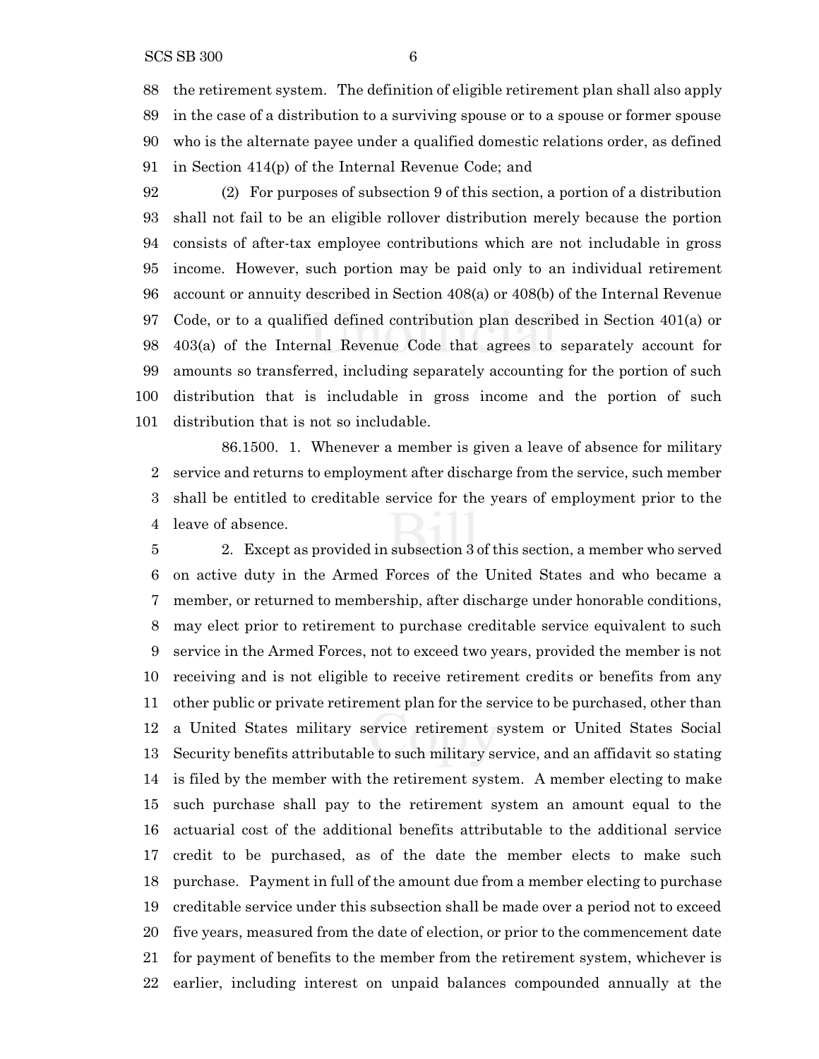the retirement system. The definition of eligible retirement plan shall also apply in the case of a distribution to a surviving spouse or to a spouse or former spouse who is the alternate payee under a qualified domestic relations order, as defined in Section 414(p) of the Internal Revenue Code; and

(2) For purposes of subsection 9 of this section, a portion of a distribution shall not fail to be an eligible rollover distribution merely because the portion consists of after-tax employee contributions which are not includable in gross income. However, such portion may be paid only to an individual retirement account or annuity described in Section 408(a) or 408(b) of the Internal Revenue Code, or to a qualified defined contribution plan described in Section 401(a) or 403(a) of the Internal Revenue Code that agrees to separately account for amounts so transferred, including separately accounting for the portion of such distribution that is includable in gross income and the portion of such distribution that is not so includable.

86.1500. 1. Whenever a member is given a leave of absence for military service and returns to employment after discharge from the service, such member shall be entitled to creditable service for the years of employment prior to the leave of absence.

2. Except as provided in subsection 3 of this section, a member who served on active duty in the Armed Forces of the United States and who became a member, or returned to membership, after discharge under honorable conditions, may elect prior to retirement to purchase creditable service equivalent to such service in the Armed Forces, not to exceed two years, provided the member is not receiving and is not eligible to receive retirement credits or benefits from any other public or private retirement plan for the service to be purchased, other than a United States military service retirement system or United States Social Security benefits attributable to such military service, and an affidavit so stating is filed by the member with the retirement system. A member electing to make such purchase shall pay to the retirement system an amount equal to the actuarial cost of the additional benefits attributable to the additional service credit to be purchased, as of the date the member elects to make such purchase. Payment in full of the amount due from a member electing to purchase creditable service under this subsection shall be made over a period not to exceed five years, measured from the date of election, or prior to the commencement date for payment of benefits to the member from the retirement system, whichever is earlier, including interest on unpaid balances compounded annually at the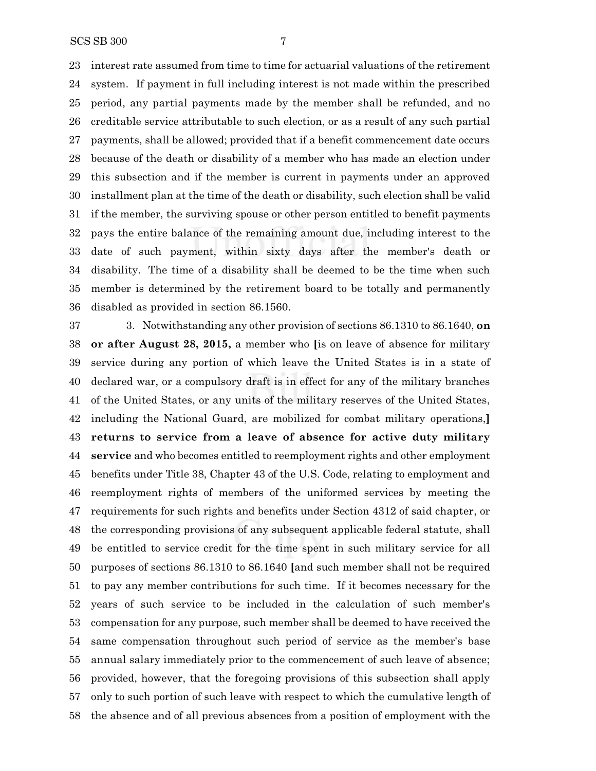23 interest rate assumed from time to time for actuarial valuations of the retirement
24 system. If payment in full including interest is not made within the prescribed
25 period, any partial payments made by the member shall be refunded, and no
26 creditable service attributable to such election, or as a result of any such partial
27 payments, shall be allowed; provided that if a benefit commencement date occurs
28 because of the death or disability of a member who has made an election under
29 this subsection and if the member is current in payments under an approved
30 installment plan at the time of the death or disability, such election shall be valid
31 if the member, the surviving spouse or other person entitled to benefit payments
32 pays the entire balance of the remaining amount due, including interest to the
33 date of such payment, within sixty days after the member's death or
34 disability. The time of a disability shall be deemed to be the time when such
35 member is determined by the retirement board to be totally and permanently
36 disabled as provided in section 86.1560.

37 3. Notwithstanding any other provision of sections 86.1310 to 86.1640, **on**
38 **or after August 28, 2015,** a member who **[**is on leave of absence for military
39 service during any portion of which leave the United States is in a state of
40 declared war, or a compulsory draft is in effect for any of the military branches
41 of the United States, or any units of the military reserves of the United States,
42 including the National Guard, are mobilized for combat military operations,**]**
43 **returns to service from a leave of absence for active duty military**
44 **service** and who becomes entitled to reemployment rights and other employment
45 benefits under Title 38, Chapter 43 of the U.S. Code, relating to employment and
46 reemployment rights of members of the uniformed services by meeting the
47 requirements for such rights and benefits under Section 4312 of said chapter, or
48 the corresponding provisions of any subsequent applicable federal statute, shall
49 be entitled to service credit for the time spent in such military service for all
50 purposes of sections 86.1310 to 86.1640 **[**and such member shall not be required
51 to pay any member contributions for such time. If it becomes necessary for the
52 years of such service to be included in the calculation of such member's
53 compensation for any purpose, such member shall be deemed to have received the
54 same compensation throughout such period of service as the member's base
55 annual salary immediately prior to the commencement of such leave of absence;
56 provided, however, that the foregoing provisions of this subsection shall apply
57 only to such portion of such leave with respect to which the cumulative length of
58 the absence and of all previous absences from a position of employment with the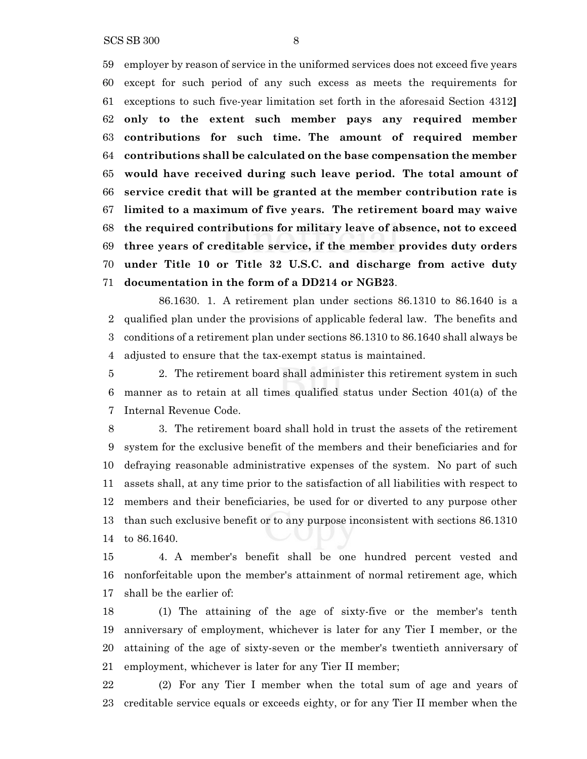59 employer by reason of service in the uniformed services does not exceed five years
60 except for such period of any such excess as meets the requirements for
61 exceptions to such five-year limitation set forth in the aforesaid Section 4312**]**
62 **only to the extent such member pays any required member**
63 **contributions for such time. The amount of required member**
64 **contributions shall be calculated on the base compensation the member**
65 **would have received during such leave period. The total amount of**
66 **service credit that will be granted at the member contribution rate is**
67 **limited to a maximum of five years. The retirement board may waive**
68 **the required contributions for military leave of absence, not to exceed**
69 **three years of creditable service, if the member provides duty orders**
70 **under Title 10 or Title 32 U.S.C. and discharge from active duty**
71 **documentation in the form of a DD214 or NGB23**.

86.1630. 1. A retirement plan under sections 86.1310 to 86.1640 is a
2 qualified plan under the provisions of applicable federal law. The benefits and
3 conditions of a retirement plan under sections 86.1310 to 86.1640 shall always be
4 adjusted to ensure that the tax-exempt status is maintained.

5 2. The retirement board shall administer this retirement system in such
6 manner as to retain at all times qualified status under Section 401(a) of the
7 Internal Revenue Code.

8 3. The retirement board shall hold in trust the assets of the retirement
9 system for the exclusive benefit of the members and their beneficiaries and for
10 defraying reasonable administrative expenses of the system. No part of such
11 assets shall, at any time prior to the satisfaction of all liabilities with respect to
12 members and their beneficiaries, be used for or diverted to any purpose other
13 than such exclusive benefit or to any purpose inconsistent with sections 86.1310
14 to 86.1640.

15 4. A member's benefit shall be one hundred percent vested and
16 nonforfeitable upon the member's attainment of normal retirement age, which
17 shall be the earlier of:

18 (1) The attaining of the age of sixty-five or the member's tenth
19 anniversary of employment, whichever is later for any Tier I member, or the
20 attaining of the age of sixty-seven or the member's twentieth anniversary of
21 employment, whichever is later for any Tier II member;

22 (2) For any Tier I member when the total sum of age and years of
23 creditable service equals or exceeds eighty, or for any Tier II member when the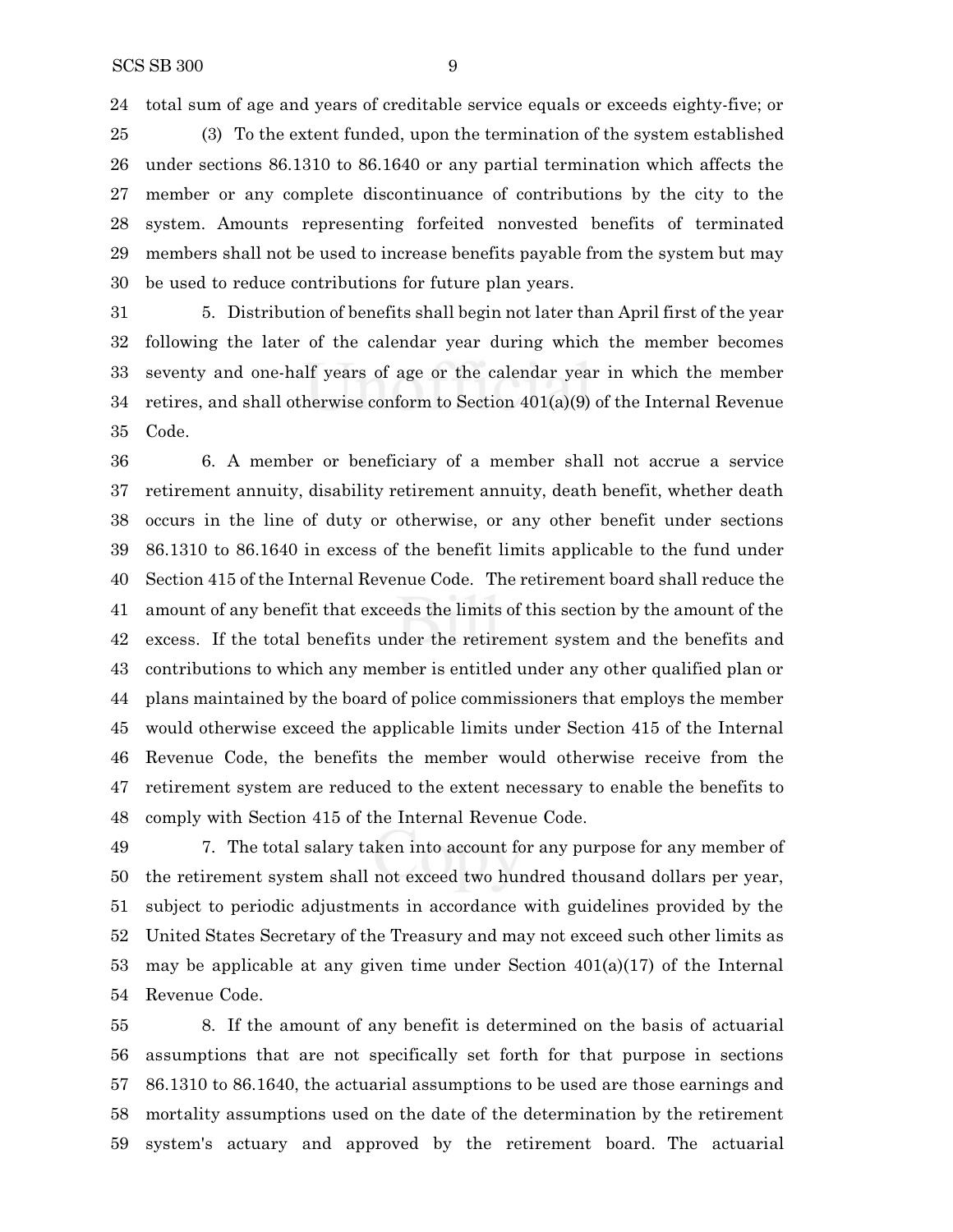total sum of age and years of creditable service equals or exceeds eighty-five; or

(3) To the extent funded, upon the termination of the system established under sections 86.1310 to 86.1640 or any partial termination which affects the member or any complete discontinuance of contributions by the city to the system. Amounts representing forfeited nonvested benefits of terminated members shall not be used to increase benefits payable from the system but may be used to reduce contributions for future plan years.

5. Distribution of benefits shall begin not later than April first of the year following the later of the calendar year during which the member becomes seventy and one-half years of age or the calendar year in which the member retires, and shall otherwise conform to Section 401(a)(9) of the Internal Revenue Code.

6. A member or beneficiary of a member shall not accrue a service retirement annuity, disability retirement annuity, death benefit, whether death occurs in the line of duty or otherwise, or any other benefit under sections 86.1310 to 86.1640 in excess of the benefit limits applicable to the fund under Section 415 of the Internal Revenue Code. The retirement board shall reduce the amount of any benefit that exceeds the limits of this section by the amount of the excess. If the total benefits under the retirement system and the benefits and contributions to which any member is entitled under any other qualified plan or plans maintained by the board of police commissioners that employs the member would otherwise exceed the applicable limits under Section 415 of the Internal Revenue Code, the benefits the member would otherwise receive from the retirement system are reduced to the extent necessary to enable the benefits to comply with Section 415 of the Internal Revenue Code.

7. The total salary taken into account for any purpose for any member of the retirement system shall not exceed two hundred thousand dollars per year, subject to periodic adjustments in accordance with guidelines provided by the United States Secretary of the Treasury and may not exceed such other limits as may be applicable at any given time under Section 401(a)(17) of the Internal Revenue Code.

8. If the amount of any benefit is determined on the basis of actuarial assumptions that are not specifically set forth for that purpose in sections 86.1310 to 86.1640, the actuarial assumptions to be used are those earnings and mortality assumptions used on the date of the determination by the retirement system's actuary and approved by the retirement board. The actuarial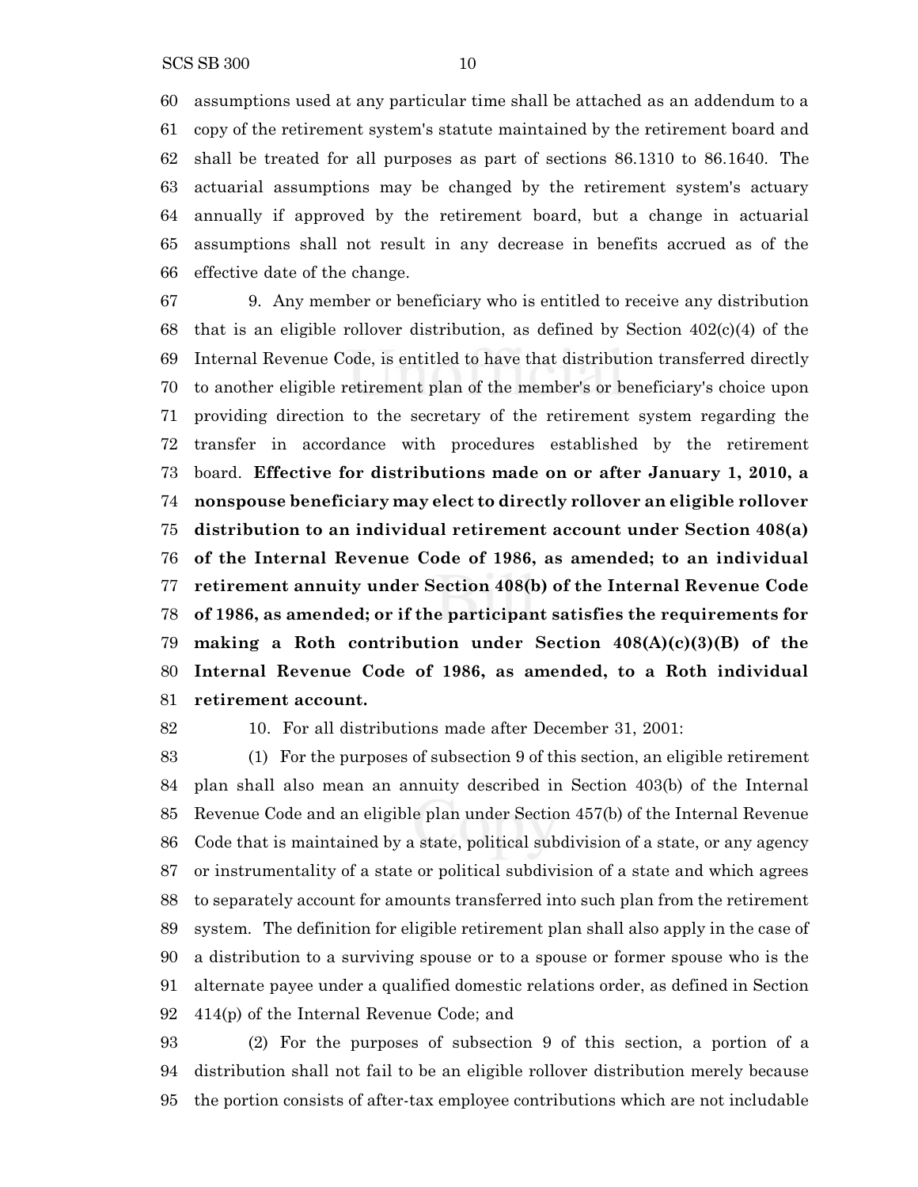assumptions used at any particular time shall be attached as an addendum to a copy of the retirement system's statute maintained by the retirement board and shall be treated for all purposes as part of sections 86.1310 to 86.1640. The actuarial assumptions may be changed by the retirement system's actuary annually if approved by the retirement board, but a change in actuarial assumptions shall not result in any decrease in benefits accrued as of the effective date of the change.

9. Any member or beneficiary who is entitled to receive any distribution that is an eligible rollover distribution, as defined by Section 402(c)(4) of the Internal Revenue Code, is entitled to have that distribution transferred directly to another eligible retirement plan of the member's or beneficiary's choice upon providing direction to the secretary of the retirement system regarding the transfer in accordance with procedures established by the retirement board. **Effective for distributions made on or after January 1, 2010, a nonspouse beneficiary may elect to directly rollover an eligible rollover distribution to an individual retirement account under Section 408(a) of the Internal Revenue Code of 1986, as amended; to an individual retirement annuity under Section 408(b) of the Internal Revenue Code of 1986, as amended; or if the participant satisfies the requirements for making a Roth contribution under Section 408(A)(c)(3)(B) of the Internal Revenue Code of 1986, as amended, to a Roth individual retirement account.**

10. For all distributions made after December 31, 2001:

(1) For the purposes of subsection 9 of this section, an eligible retirement plan shall also mean an annuity described in Section 403(b) of the Internal Revenue Code and an eligible plan under Section 457(b) of the Internal Revenue Code that is maintained by a state, political subdivision of a state, or any agency or instrumentality of a state or political subdivision of a state and which agrees to separately account for amounts transferred into such plan from the retirement system. The definition for eligible retirement plan shall also apply in the case of a distribution to a surviving spouse or to a spouse or former spouse who is the alternate payee under a qualified domestic relations order, as defined in Section 414(p) of the Internal Revenue Code; and

(2) For the purposes of subsection 9 of this section, a portion of a distribution shall not fail to be an eligible rollover distribution merely because the portion consists of after-tax employee contributions which are not includable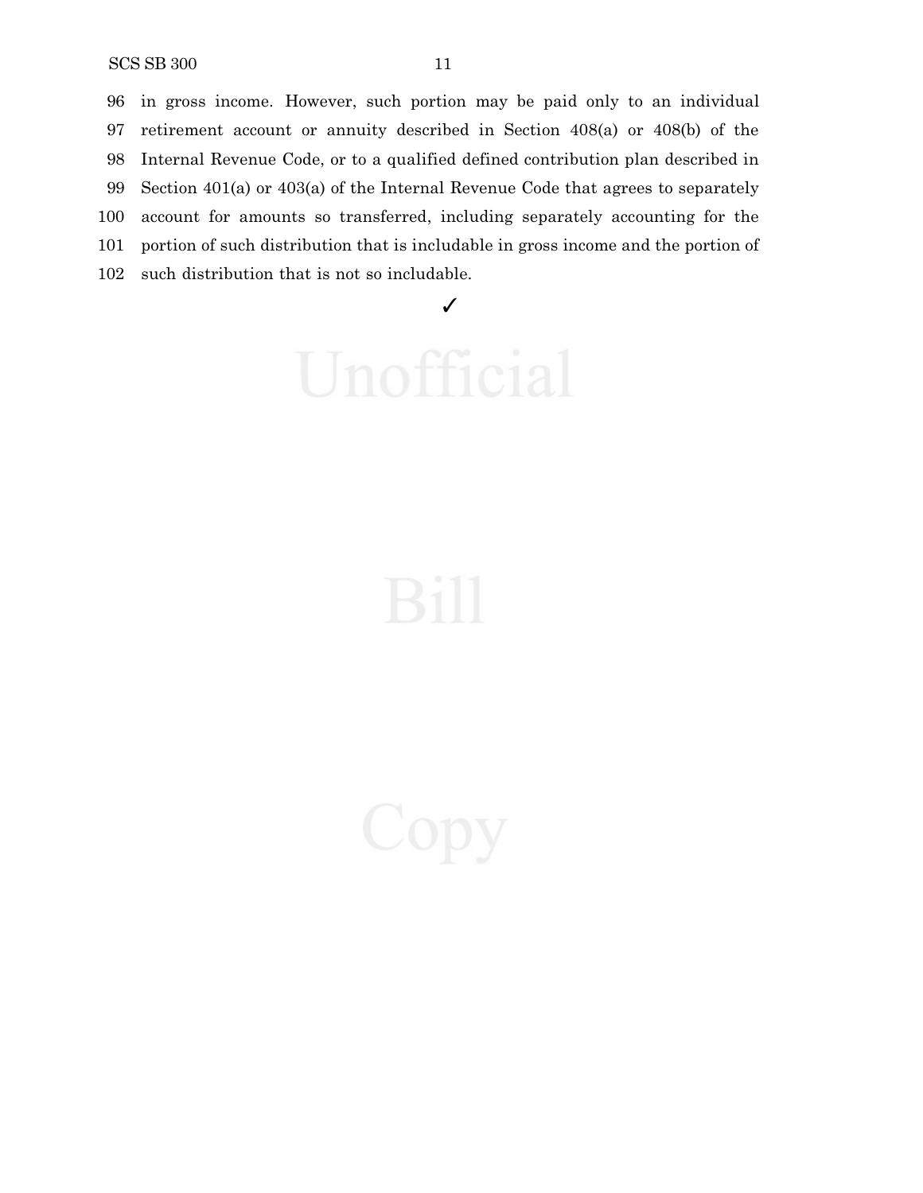96 in gross income. However, such portion may be paid only to an individual
97 retirement account or annuity described in Section 408(a) or 408(b) of the
98 Internal Revenue Code, or to a qualified defined contribution plan described in
99 Section 401(a) or 403(a) of the Internal Revenue Code that agrees to separately
100 account for amounts so transferred, including separately accounting for the
101 portion of such distribution that is includable in gross income and the portion of
102 such distribution that is not so includable.

✓